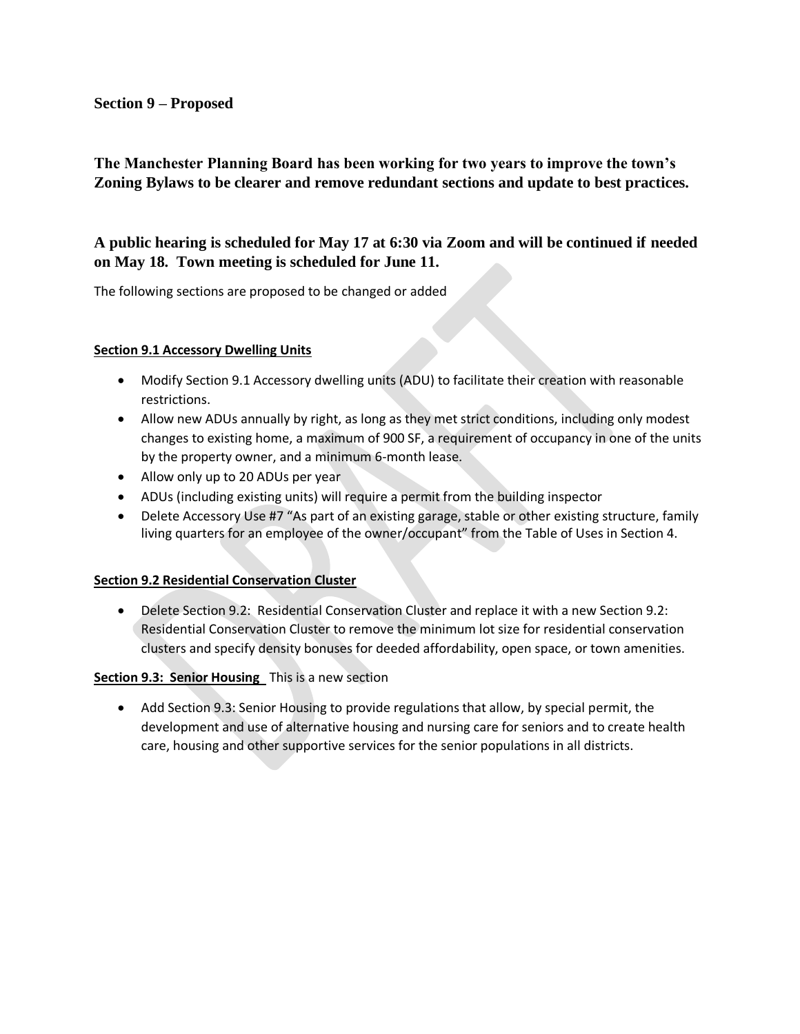**Section 9 – Proposed**

**The Manchester Planning Board has been working for two years to improve the town's Zoning Bylaws to be clearer and remove redundant sections and update to best practices.**

**A public hearing is scheduled for May 17 at 6:30 via Zoom and will be continued if needed on May 18. Town meeting is scheduled for June 11.**

The following sections are proposed to be changed or added

**Section 9.1 Accessory Dwelling Units**

- Modify Section 9.1 Accessory dwelling units (ADU) to facilitate their creation with reasonable restrictions.
- Allow new ADUs annually by right, as long as they met strict conditions, including only modest changes to existing home, a maximum of 900 SF, a requirement of occupancy in one of the units by the property owner, and a minimum 6-month lease.
- Allow only up to 20 ADUs per year
- ADUs (including existing units) will require a permit from the building inspector
- Delete Accessory Use #7 "As part of an existing garage, stable or other existing structure, family living quarters for an employee of the owner/occupant" from the Table of Uses in Section 4.

**Section 9.2 Residential Conservation Cluster**

- Delete Section 9.2: Residential Conservation Cluster and replace it with a new Section 9.2: Residential Conservation Cluster to remove the minimum lot size for residential conservation clusters and specify density bonuses for deeded affordability, open space, or town amenities.

**Section 9.3: Senior Housing** This is a new section

- Add Section 9.3: Senior Housing to provide regulations that allow, by special permit, the development and use of alternative housing and nursing care for seniors and to create health care, housing and other supportive services for the senior populations in all districts.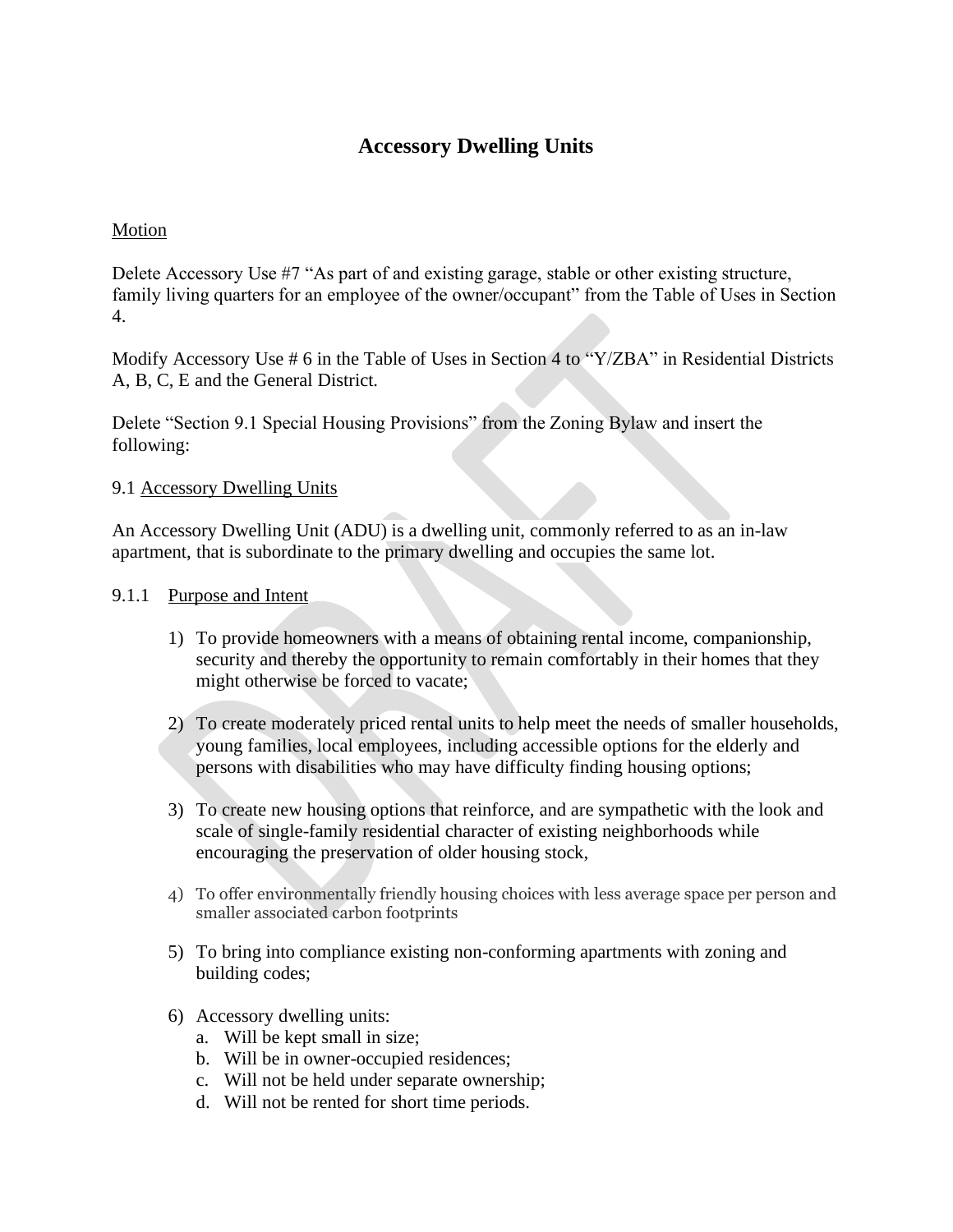# Accessory Dwelling Units

<u>Motion</u>

Delete Accessory Use #7 "As part of and existing garage, stable or other existing structure, family living quarters for an employee of the owner/occupant" from the Table of Uses in Section 4.

Modify Accessory Use # 6 in the Table of Uses in Section 4 to "Y/ZBA" in Residential Districts A, B, C, E and the General District.

Delete "Section 9.1 Special Housing Provisions" from the Zoning Bylaw and insert the following:

9.1 <u>Accessory Dwelling Units</u>

An Accessory Dwelling Unit (ADU) is a dwelling unit, commonly referred to as an in-law apartment, that is subordinate to the primary dwelling and occupies the same lot.

9.1.1 <u>Purpose and Intent</u>

1) To provide homeowners with a means of obtaining rental income, companionship, security and thereby the opportunity to remain comfortably in their homes that they might otherwise be forced to vacate;

2) To create moderately priced rental units to help meet the needs of smaller households, young families, local employees, including accessible options for the elderly and persons with disabilities who may have difficulty finding housing options;

3) To create new housing options that reinforce, and are sympathetic with the look and scale of single-family residential character of existing neighborhoods while encouraging the preservation of older housing stock,

4) To offer environmentally friendly housing choices with less average space per person and smaller associated carbon footprints

5) To bring into compliance existing non-conforming apartments with zoning and building codes;

6) Accessory dwelling units:
   a. Will be kept small in size;
   b. Will be in owner-occupied residences;
   c. Will not be held under separate ownership;
   d. Will not be rented for short time periods.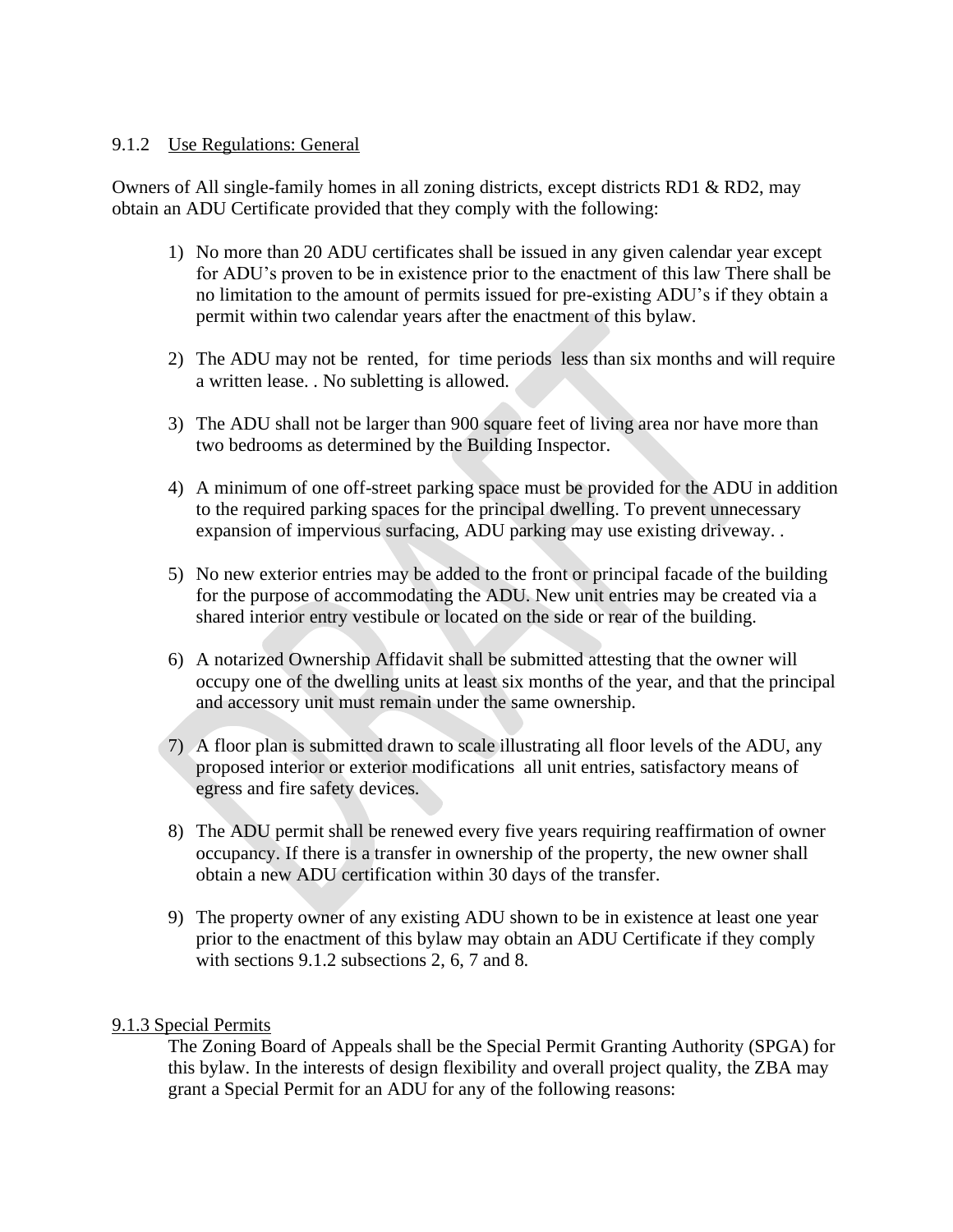9.1.2 Use Regulations: General

Owners of All single-family homes in all zoning districts, except districts RD1 & RD2, may obtain an ADU Certificate provided that they comply with the following:

1) No more than 20 ADU certificates shall be issued in any given calendar year except for ADU's proven to be in existence prior to the enactment of this law There shall be no limitation to the amount of permits issued for pre-existing ADU's if they obtain a permit within two calendar years after the enactment of this bylaw.

2) The ADU may not be rented, for time periods less than six months and will require a written lease. . No subletting is allowed.

3) The ADU shall not be larger than 900 square feet of living area nor have more than two bedrooms as determined by the Building Inspector.

4) A minimum of one off-street parking space must be provided for the ADU in addition to the required parking spaces for the principal dwelling. To prevent unnecessary expansion of impervious surfacing, ADU parking may use existing driveway. .

5) No new exterior entries may be added to the front or principal facade of the building for the purpose of accommodating the ADU. New unit entries may be created via a shared interior entry vestibule or located on the side or rear of the building.

6) A notarized Ownership Affidavit shall be submitted attesting that the owner will occupy one of the dwelling units at least six months of the year, and that the principal and accessory unit must remain under the same ownership.

7) A floor plan is submitted drawn to scale illustrating all floor levels of the ADU, any proposed interior or exterior modifications all unit entries, satisfactory means of egress and fire safety devices.

8) The ADU permit shall be renewed every five years requiring reaffirmation of owner occupancy. If there is a transfer in ownership of the property, the new owner shall obtain a new ADU certification within 30 days of the transfer.

9) The property owner of any existing ADU shown to be in existence at least one year prior to the enactment of this bylaw may obtain an ADU Certificate if they comply with sections 9.1.2 subsections 2, 6, 7 and 8.

9.1.3 Special Permits

The Zoning Board of Appeals shall be the Special Permit Granting Authority (SPGA) for this bylaw. In the interests of design flexibility and overall project quality, the ZBA may grant a Special Permit for an ADU for any of the following reasons: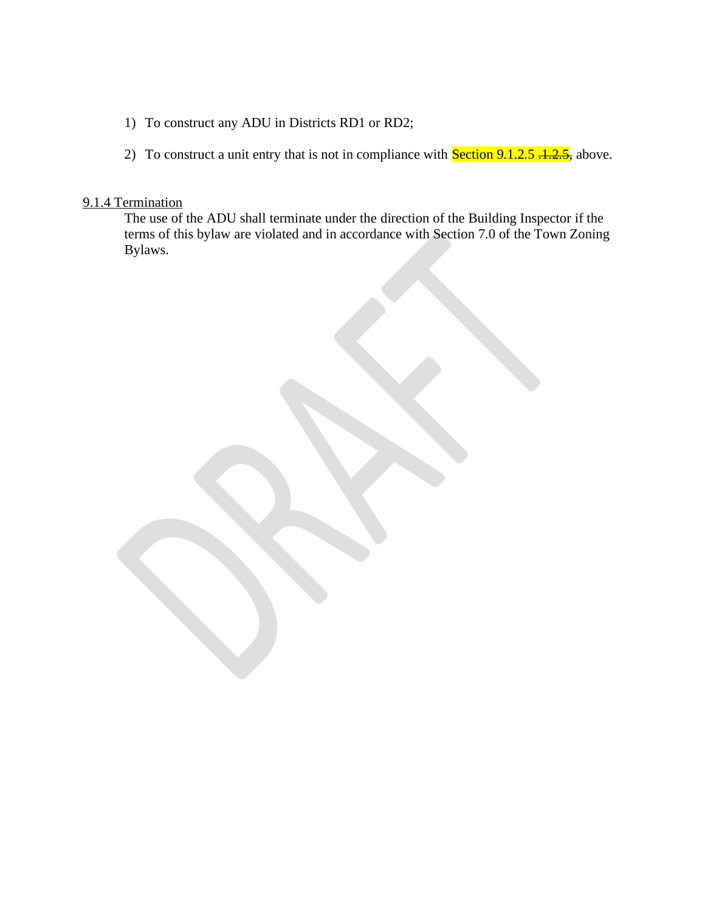1) To construct any ADU in Districts RD1 or RD2;

2) To construct a unit entry that is not in compliance with Section 9.1.2.5 ~~.1.2.5,~~ above.

9.1.4 Termination

The use of the ADU shall terminate under the direction of the Building Inspector if the terms of this bylaw are violated and in accordance with Section 7.0 of the Town Zoning Bylaws.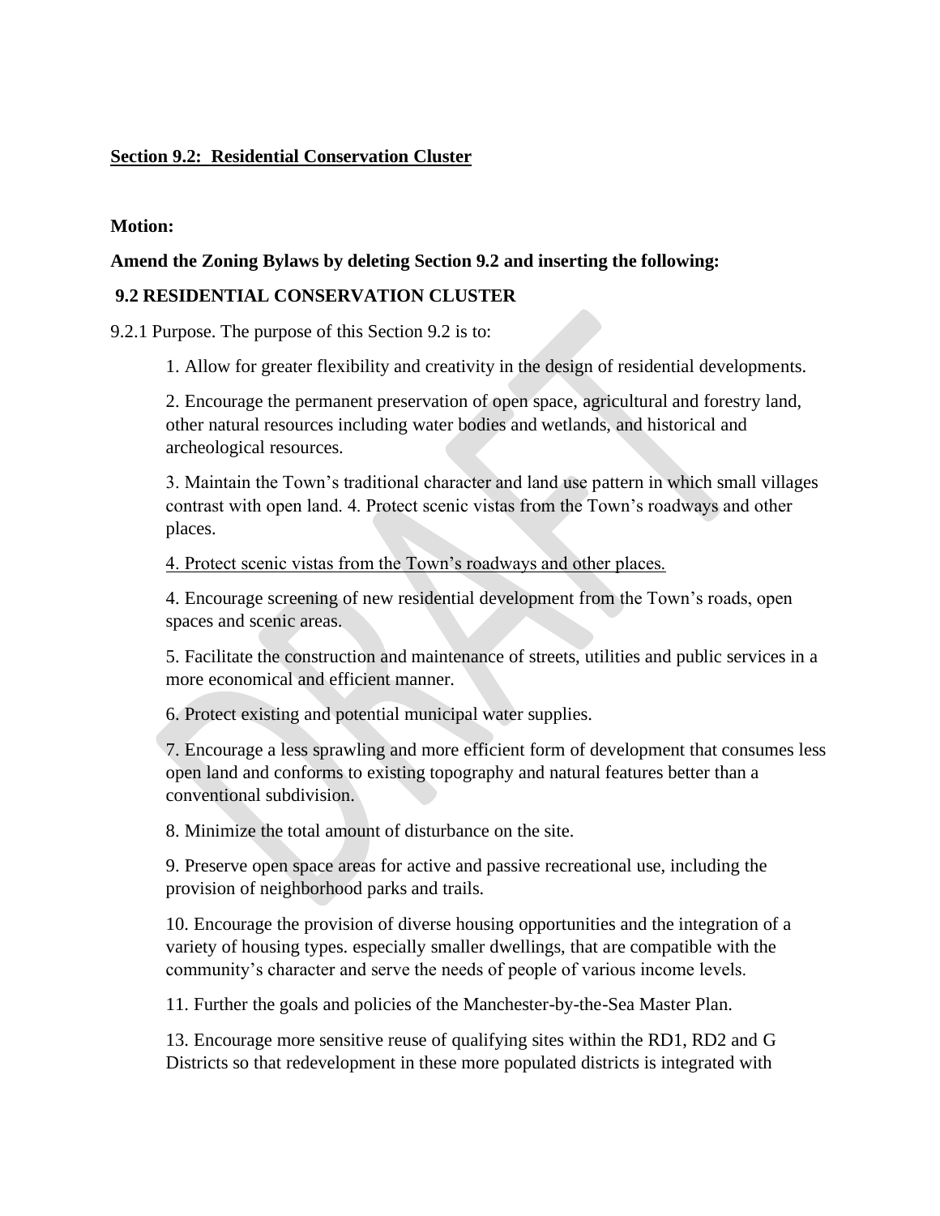**Section 9.2: Residential Conservation Cluster**

**Motion:**

**Amend the Zoning Bylaws by deleting Section 9.2 and inserting the following:**

**9.2 RESIDENTIAL CONSERVATION CLUSTER**

9.2.1 Purpose. The purpose of this Section 9.2 is to:

1. Allow for greater flexibility and creativity in the design of residential developments.

2. Encourage the permanent preservation of open space, agricultural and forestry land, other natural resources including water bodies and wetlands, and historical and archeological resources.

3. Maintain the Town's traditional character and land use pattern in which small villages contrast with open land. 4. Protect scenic vistas from the Town's roadways and other places.

4. Protect scenic vistas from the Town's roadways and other places.

4. Encourage screening of new residential development from the Town's roads, open spaces and scenic areas.

5. Facilitate the construction and maintenance of streets, utilities and public services in a more economical and efficient manner.

6. Protect existing and potential municipal water supplies.

7. Encourage a less sprawling and more efficient form of development that consumes less open land and conforms to existing topography and natural features better than a conventional subdivision.

8. Minimize the total amount of disturbance on the site.

9. Preserve open space areas for active and passive recreational use, including the provision of neighborhood parks and trails.

10. Encourage the provision of diverse housing opportunities and the integration of a variety of housing types. especially smaller dwellings, that are compatible with the community's character and serve the needs of people of various income levels.

11. Further the goals and policies of the Manchester-by-the-Sea Master Plan.

13. Encourage more sensitive reuse of qualifying sites within the RD1, RD2 and G Districts so that redevelopment in these more populated districts is integrated with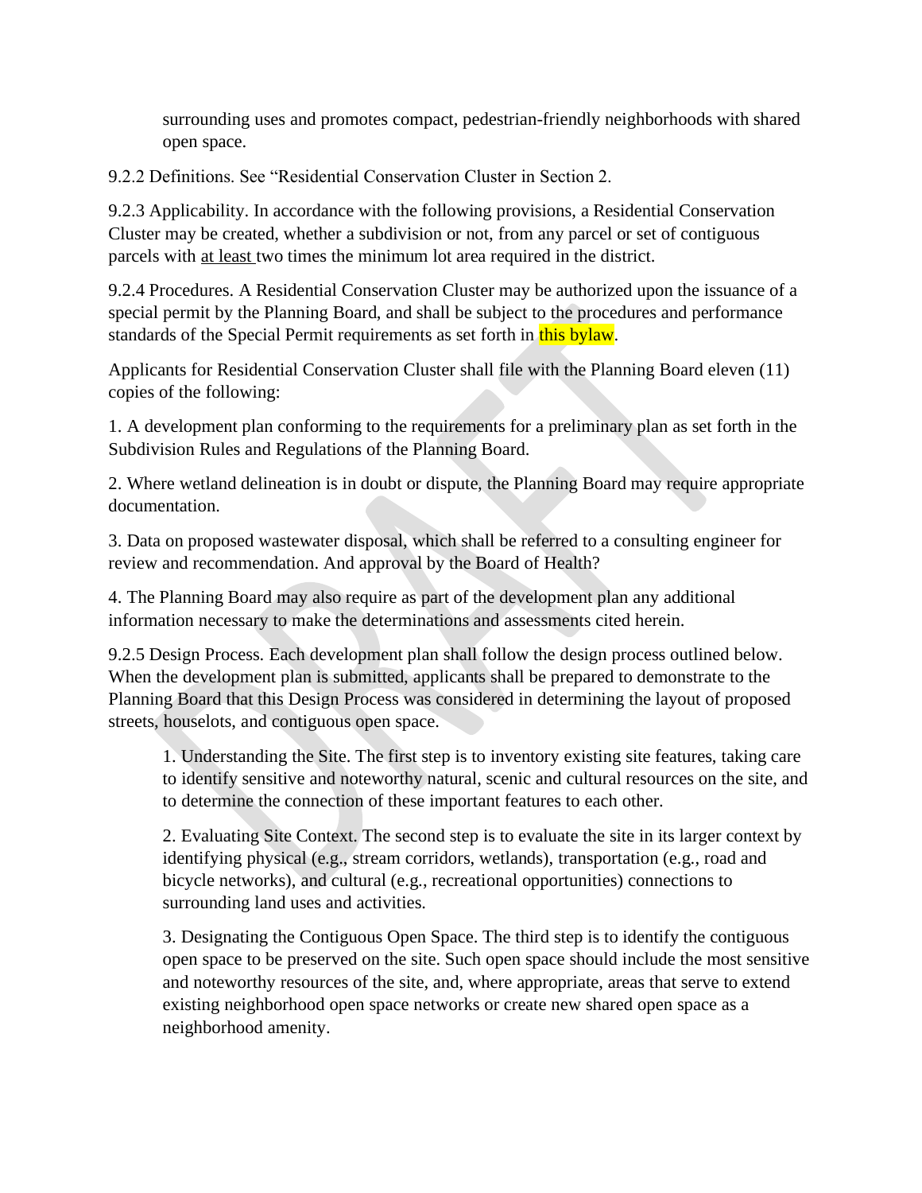surrounding uses and promotes compact, pedestrian-friendly neighborhoods with shared open space.

9.2.2 Definitions. See “Residential Conservation Cluster in Section 2.

9.2.3 Applicability. In accordance with the following provisions, a Residential Conservation Cluster may be created, whether a subdivision or not, from any parcel or set of contiguous parcels with <u>at least</u> two times the minimum lot area required in the district.

9.2.4 Procedures. A Residential Conservation Cluster may be authorized upon the issuance of a special permit by the Planning Board, and shall be subject to the procedures and performance standards of the Special Permit requirements as set forth in this bylaw.

Applicants for Residential Conservation Cluster shall file with the Planning Board eleven (11) copies of the following:

1. A development plan conforming to the requirements for a preliminary plan as set forth in the Subdivision Rules and Regulations of the Planning Board.

2. Where wetland delineation is in doubt or dispute, the Planning Board may require appropriate documentation.

3. Data on proposed wastewater disposal, which shall be referred to a consulting engineer for review and recommendation. And approval by the Board of Health?

4. The Planning Board may also require as part of the development plan any additional information necessary to make the determinations and assessments cited herein.

9.2.5 Design Process. Each development plan shall follow the design process outlined below. When the development plan is submitted, applicants shall be prepared to demonstrate to the Planning Board that this Design Process was considered in determining the layout of proposed streets, houselots, and contiguous open space.

1. Understanding the Site. The first step is to inventory existing site features, taking care to identify sensitive and noteworthy natural, scenic and cultural resources on the site, and to determine the connection of these important features to each other.

2. Evaluating Site Context. The second step is to evaluate the site in its larger context by identifying physical (e.g., stream corridors, wetlands), transportation (e.g., road and bicycle networks), and cultural (e.g., recreational opportunities) connections to surrounding land uses and activities.

3. Designating the Contiguous Open Space. The third step is to identify the contiguous open space to be preserved on the site. Such open space should include the most sensitive and noteworthy resources of the site, and, where appropriate, areas that serve to extend existing neighborhood open space networks or create new shared open space as a neighborhood amenity.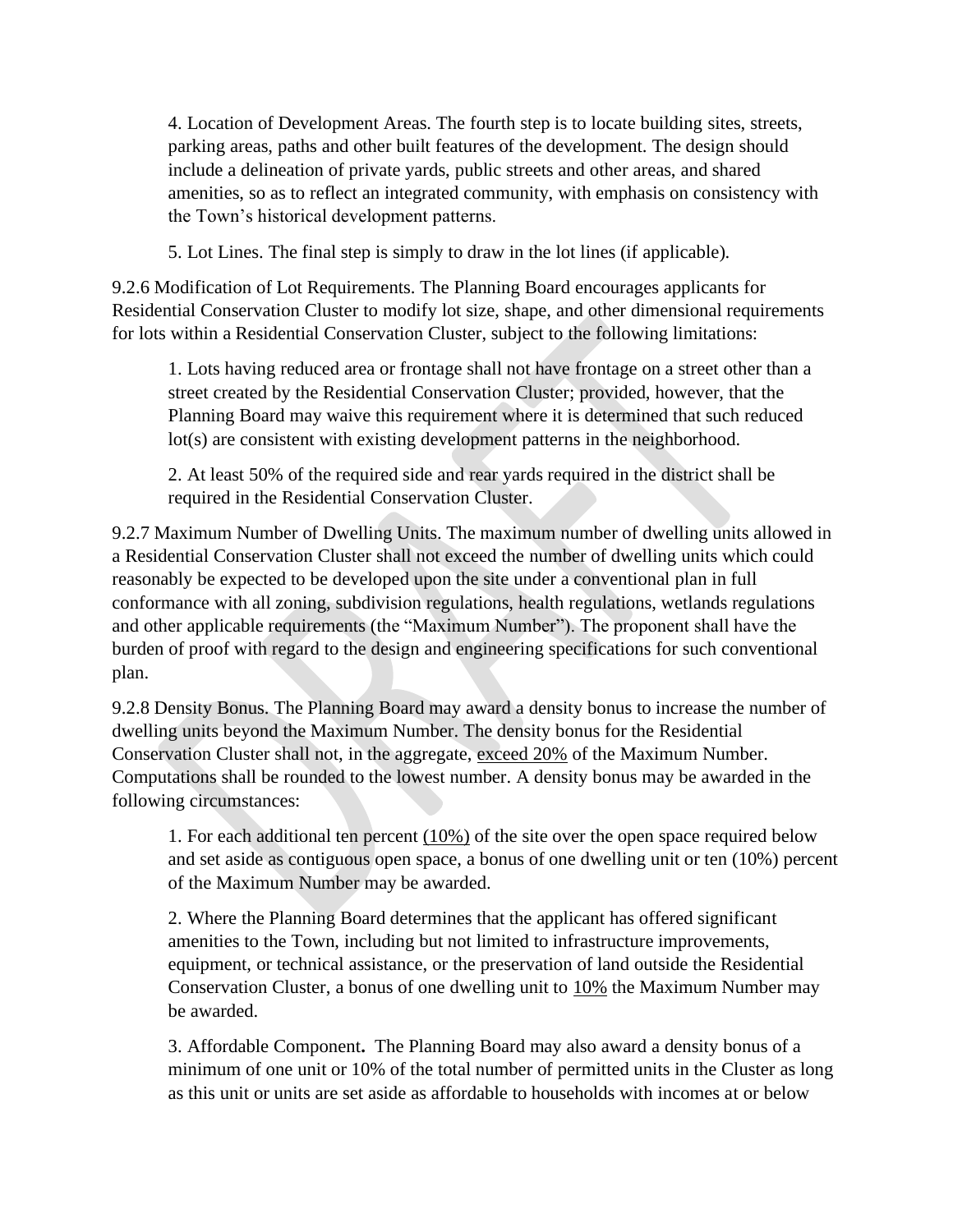4. Location of Development Areas. The fourth step is to locate building sites, streets, parking areas, paths and other built features of the development. The design should include a delineation of private yards, public streets and other areas, and shared amenities, so as to reflect an integrated community, with emphasis on consistency with the Town's historical development patterns.

5. Lot Lines. The final step is simply to draw in the lot lines (if applicable).

9.2.6 Modification of Lot Requirements. The Planning Board encourages applicants for Residential Conservation Cluster to modify lot size, shape, and other dimensional requirements for lots within a Residential Conservation Cluster, subject to the following limitations:

1. Lots having reduced area or frontage shall not have frontage on a street other than a street created by the Residential Conservation Cluster; provided, however, that the Planning Board may waive this requirement where it is determined that such reduced lot(s) are consistent with existing development patterns in the neighborhood.

2. At least 50% of the required side and rear yards required in the district shall be required in the Residential Conservation Cluster.

9.2.7 Maximum Number of Dwelling Units. The maximum number of dwelling units allowed in a Residential Conservation Cluster shall not exceed the number of dwelling units which could reasonably be expected to be developed upon the site under a conventional plan in full conformance with all zoning, subdivision regulations, health regulations, wetlands regulations and other applicable requirements (the "Maximum Number"). The proponent shall have the burden of proof with regard to the design and engineering specifications for such conventional plan.

9.2.8 Density Bonus. The Planning Board may award a density bonus to increase the number of dwelling units beyond the Maximum Number. The density bonus for the Residential Conservation Cluster shall not, in the aggregate, exceed 20% of the Maximum Number. Computations shall be rounded to the lowest number. A density bonus may be awarded in the following circumstances:

1. For each additional ten percent (10%) of the site over the open space required below and set aside as contiguous open space, a bonus of one dwelling unit or ten (10%) percent of the Maximum Number may be awarded.

2. Where the Planning Board determines that the applicant has offered significant amenities to the Town, including but not limited to infrastructure improvements, equipment, or technical assistance, or the preservation of land outside the Residential Conservation Cluster, a bonus of one dwelling unit to 10% the Maximum Number may be awarded.

3. Affordable Component**.** The Planning Board may also award a density bonus of a minimum of one unit or 10% of the total number of permitted units in the Cluster as long as this unit or units are set aside as affordable to households with incomes at or below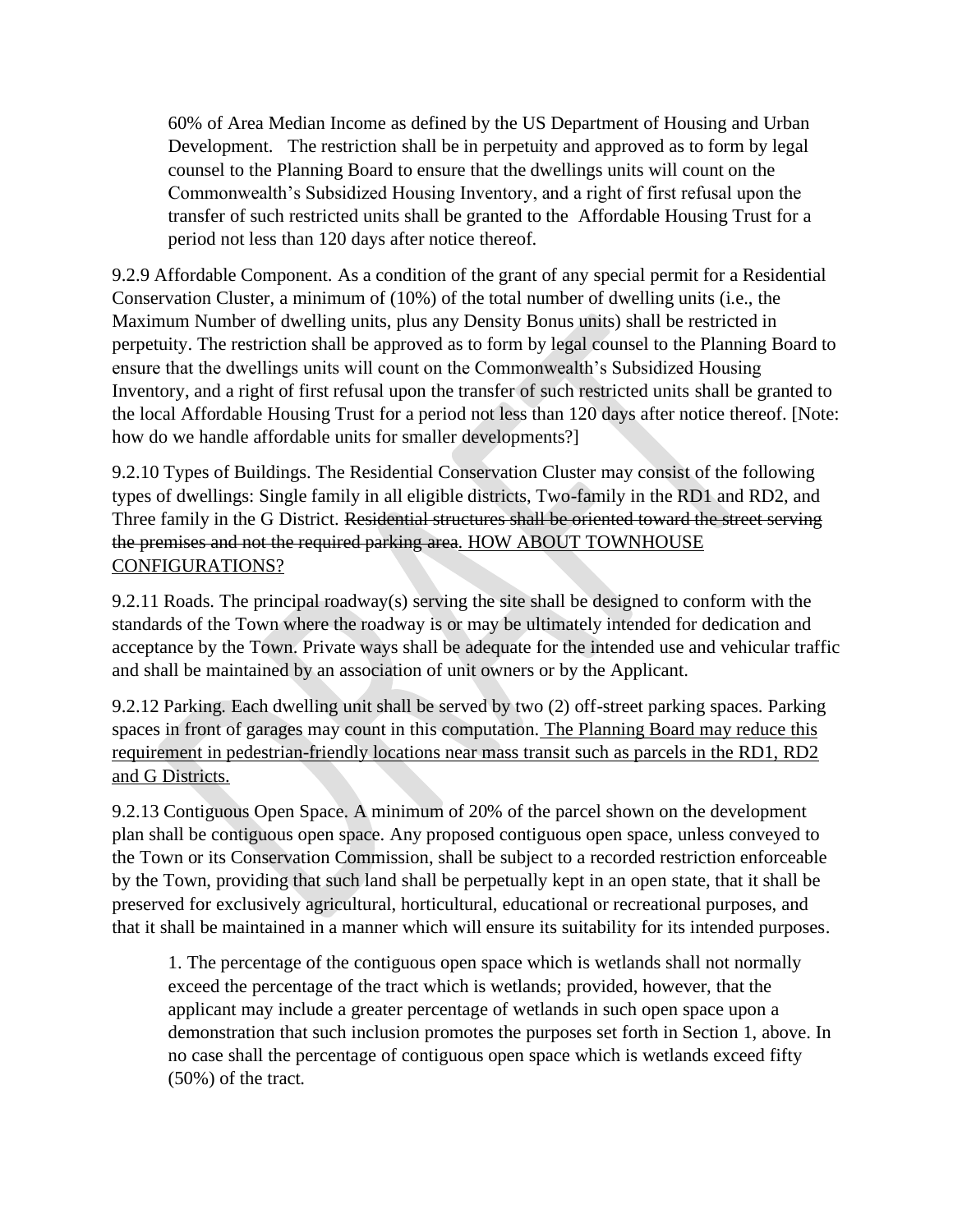60% of Area Median Income as defined by the US Department of Housing and Urban Development. The restriction shall be in perpetuity and approved as to form by legal counsel to the Planning Board to ensure that the dwellings units will count on the Commonwealth's Subsidized Housing Inventory, and a right of first refusal upon the transfer of such restricted units shall be granted to the Affordable Housing Trust for a period not less than 120 days after notice thereof.

9.2.9 Affordable Component. As a condition of the grant of any special permit for a Residential Conservation Cluster, a minimum of (10%) of the total number of dwelling units (i.e., the Maximum Number of dwelling units, plus any Density Bonus units) shall be restricted in perpetuity. The restriction shall be approved as to form by legal counsel to the Planning Board to ensure that the dwellings units will count on the Commonwealth's Subsidized Housing Inventory, and a right of first refusal upon the transfer of such restricted units shall be granted to the local Affordable Housing Trust for a period not less than 120 days after notice thereof. [Note: how do we handle affordable units for smaller developments?]

9.2.10 Types of Buildings. The Residential Conservation Cluster may consist of the following types of dwellings: Single family in all eligible districts, Two-family in the RD1 and RD2, and Three family in the G District. ~~Residential structures shall be oriented toward the street serving the premises and not the required parking area~~. <u>HOW ABOUT TOWNHOUSE CONFIGURATIONS?</u>

9.2.11 Roads. The principal roadway(s) serving the site shall be designed to conform with the standards of the Town where the roadway is or may be ultimately intended for dedication and acceptance by the Town. Private ways shall be adequate for the intended use and vehicular traffic and shall be maintained by an association of unit owners or by the Applicant.

9.2.12 Parking. Each dwelling unit shall be served by two (2) off-street parking spaces. Parking spaces in front of garages may count in this computation. <u>The Planning Board may reduce this requirement in pedestrian-friendly locations near mass transit such as parcels in the RD1, RD2 and G Districts.</u>

9.2.13 Contiguous Open Space. A minimum of 20% of the parcel shown on the development plan shall be contiguous open space. Any proposed contiguous open space, unless conveyed to the Town or its Conservation Commission, shall be subject to a recorded restriction enforceable by the Town, providing that such land shall be perpetually kept in an open state, that it shall be preserved for exclusively agricultural, horticultural, educational or recreational purposes, and that it shall be maintained in a manner which will ensure its suitability for its intended purposes.

1. The percentage of the contiguous open space which is wetlands shall not normally exceed the percentage of the tract which is wetlands; provided, however, that the applicant may include a greater percentage of wetlands in such open space upon a demonstration that such inclusion promotes the purposes set forth in Section 1, above. In no case shall the percentage of contiguous open space which is wetlands exceed fifty (50%) of the tract.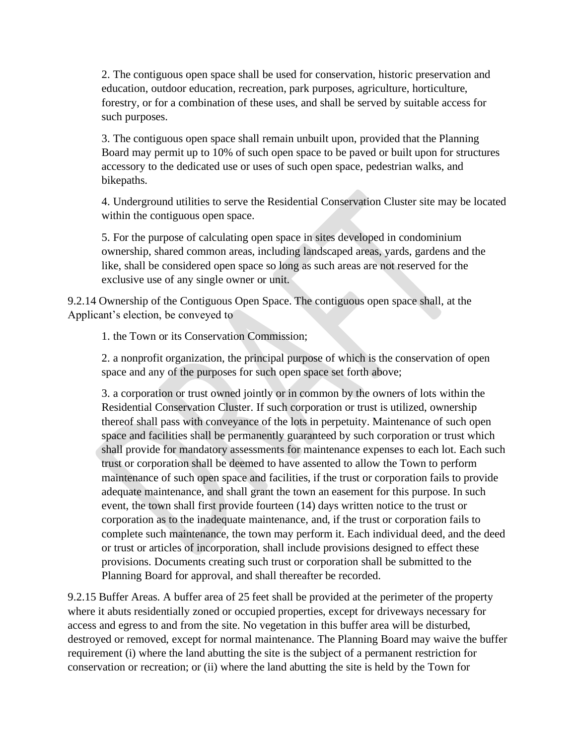2. The contiguous open space shall be used for conservation, historic preservation and education, outdoor education, recreation, park purposes, agriculture, horticulture, forestry, or for a combination of these uses, and shall be served by suitable access for such purposes.

3. The contiguous open space shall remain unbuilt upon, provided that the Planning Board may permit up to 10% of such open space to be paved or built upon for structures accessory to the dedicated use or uses of such open space, pedestrian walks, and bikepaths.

4. Underground utilities to serve the Residential Conservation Cluster site may be located within the contiguous open space.

5. For the purpose of calculating open space in sites developed in condominium ownership, shared common areas, including landscaped areas, yards, gardens and the like, shall be considered open space so long as such areas are not reserved for the exclusive use of any single owner or unit.

9.2.14 Ownership of the Contiguous Open Space. The contiguous open space shall, at the Applicant's election, be conveyed to

1. the Town or its Conservation Commission;

2. a nonprofit organization, the principal purpose of which is the conservation of open space and any of the purposes for such open space set forth above;

3. a corporation or trust owned jointly or in common by the owners of lots within the Residential Conservation Cluster. If such corporation or trust is utilized, ownership thereof shall pass with conveyance of the lots in perpetuity. Maintenance of such open space and facilities shall be permanently guaranteed by such corporation or trust which shall provide for mandatory assessments for maintenance expenses to each lot. Each such trust or corporation shall be deemed to have assented to allow the Town to perform maintenance of such open space and facilities, if the trust or corporation fails to provide adequate maintenance, and shall grant the town an easement for this purpose. In such event, the town shall first provide fourteen (14) days written notice to the trust or corporation as to the inadequate maintenance, and, if the trust or corporation fails to complete such maintenance, the town may perform it. Each individual deed, and the deed or trust or articles of incorporation, shall include provisions designed to effect these provisions. Documents creating such trust or corporation shall be submitted to the Planning Board for approval, and shall thereafter be recorded.

9.2.15 Buffer Areas. A buffer area of 25 feet shall be provided at the perimeter of the property where it abuts residentially zoned or occupied properties, except for driveways necessary for access and egress to and from the site. No vegetation in this buffer area will be disturbed, destroyed or removed, except for normal maintenance. The Planning Board may waive the buffer requirement (i) where the land abutting the site is the subject of a permanent restriction for conservation or recreation; or (ii) where the land abutting the site is held by the Town for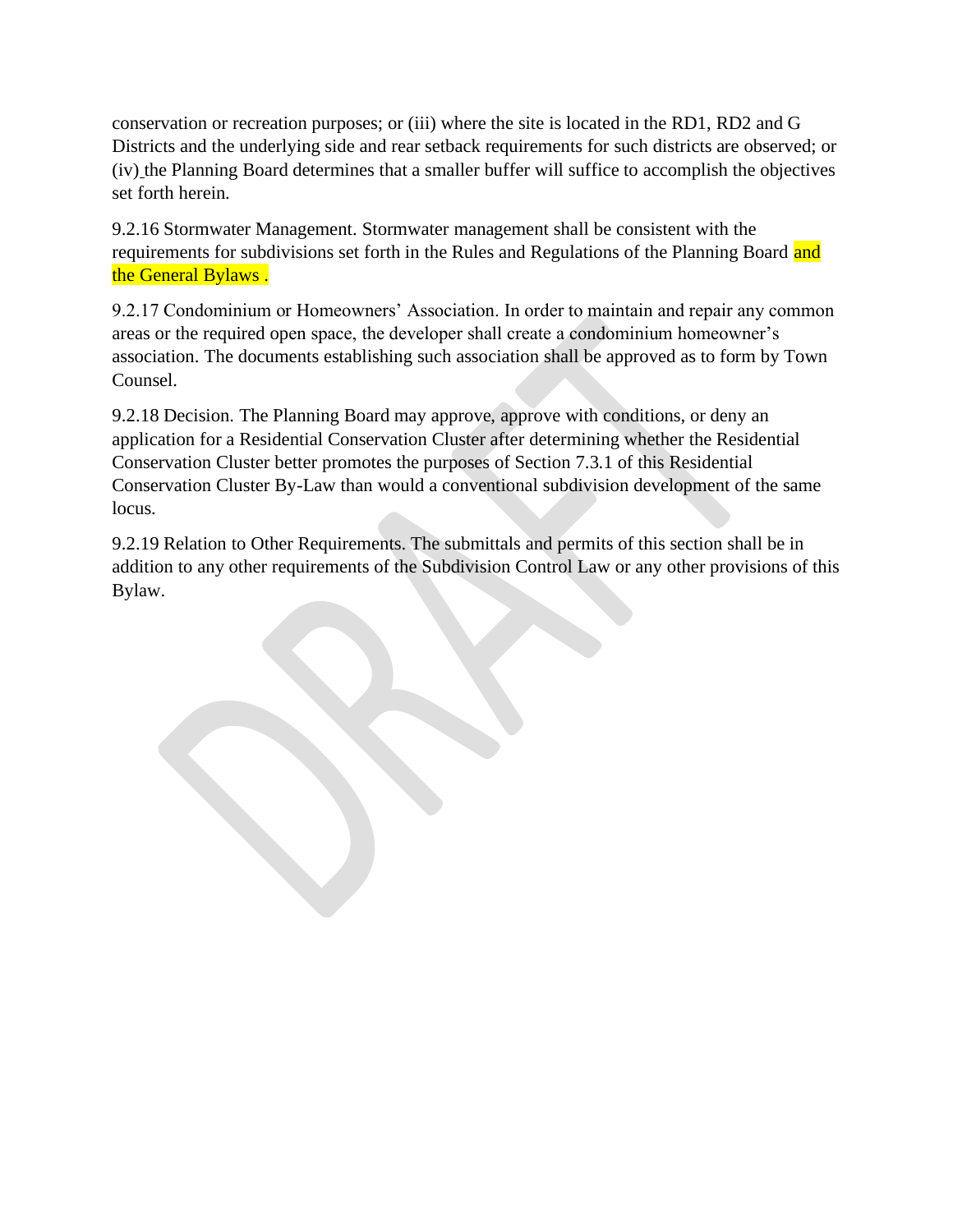conservation or recreation purposes; or (iii) where the site is located in the RD1, RD2 and G Districts and the underlying side and rear setback requirements for such districts are observed; or (iv) the Planning Board determines that a smaller buffer will suffice to accomplish the objectives set forth herein.

9.2.16 Stormwater Management. Stormwater management shall be consistent with the requirements for subdivisions set forth in the Rules and Regulations of the Planning Board and the General Bylaws .

9.2.17 Condominium or Homeowners' Association. In order to maintain and repair any common areas or the required open space, the developer shall create a condominium homeowner's association. The documents establishing such association shall be approved as to form by Town Counsel.

9.2.18 Decision. The Planning Board may approve, approve with conditions, or deny an application for a Residential Conservation Cluster after determining whether the Residential Conservation Cluster better promotes the purposes of Section 7.3.1 of this Residential Conservation Cluster By-Law than would a conventional subdivision development of the same locus.

9.2.19 Relation to Other Requirements. The submittals and permits of this section shall be in addition to any other requirements of the Subdivision Control Law or any other provisions of this Bylaw.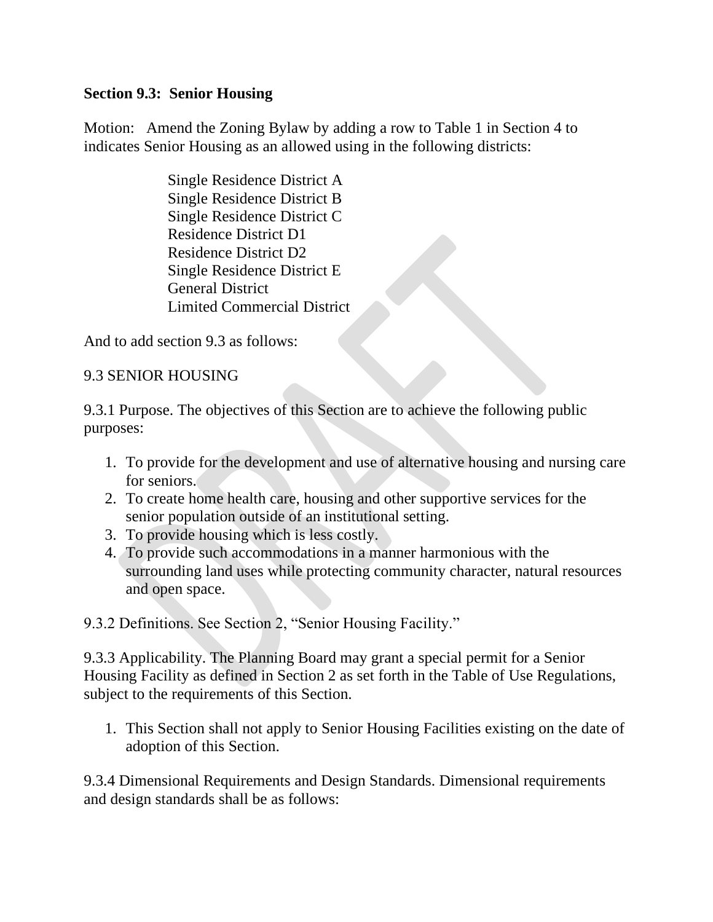**Section 9.3: Senior Housing**

Motion: Amend the Zoning Bylaw by adding a row to Table 1 in Section 4 to indicates Senior Housing as an allowed using in the following districts:

Single Residence District A
Single Residence District B
Single Residence District C
Residence District D1
Residence District D2
Single Residence District E
General District
Limited Commercial District

And to add section 9.3 as follows:

9.3 SENIOR HOUSING

9.3.1 Purpose. The objectives of this Section are to achieve the following public purposes:

1. To provide for the development and use of alternative housing and nursing care for seniors.
2. To create home health care, housing and other supportive services for the senior population outside of an institutional setting.
3. To provide housing which is less costly.
4. To provide such accommodations in a manner harmonious with the surrounding land uses while protecting community character, natural resources and open space.

9.3.2 Definitions. See Section 2, "Senior Housing Facility."

9.3.3 Applicability. The Planning Board may grant a special permit for a Senior Housing Facility as defined in Section 2 as set forth in the Table of Use Regulations, subject to the requirements of this Section.

1. This Section shall not apply to Senior Housing Facilities existing on the date of adoption of this Section.

9.3.4 Dimensional Requirements and Design Standards. Dimensional requirements and design standards shall be as follows: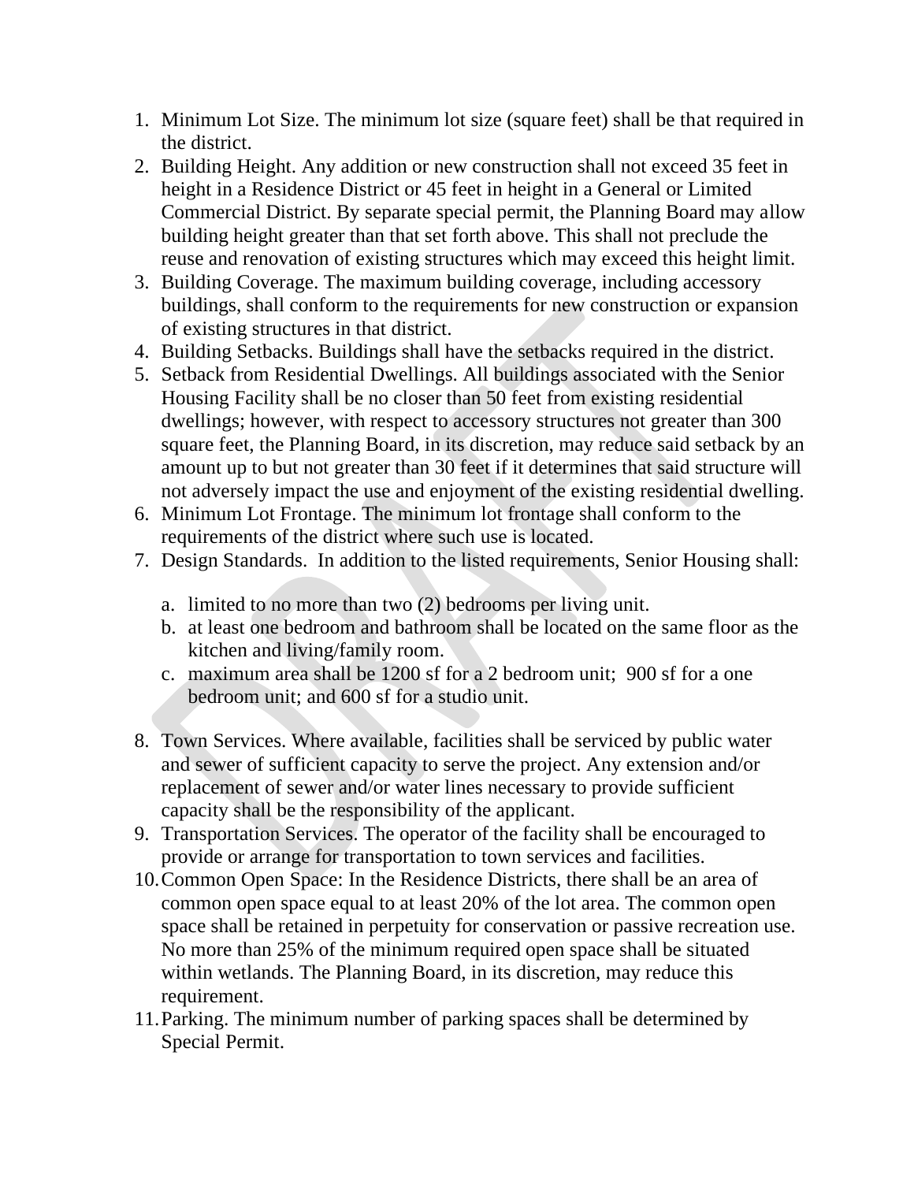1. Minimum Lot Size. The minimum lot size (square feet) shall be that required in the district.
2. Building Height. Any addition or new construction shall not exceed 35 feet in height in a Residence District or 45 feet in height in a General or Limited Commercial District. By separate special permit, the Planning Board may allow building height greater than that set forth above. This shall not preclude the reuse and renovation of existing structures which may exceed this height limit.
3. Building Coverage. The maximum building coverage, including accessory buildings, shall conform to the requirements for new construction or expansion of existing structures in that district.
4. Building Setbacks. Buildings shall have the setbacks required in the district.
5. Setback from Residential Dwellings. All buildings associated with the Senior Housing Facility shall be no closer than 50 feet from existing residential dwellings; however, with respect to accessory structures not greater than 300 square feet, the Planning Board, in its discretion, may reduce said setback by an amount up to but not greater than 30 feet if it determines that said structure will not adversely impact the use and enjoyment of the existing residential dwelling.
6. Minimum Lot Frontage. The minimum lot frontage shall conform to the requirements of the district where such use is located.
7. Design Standards. In addition to the listed requirements, Senior Housing shall:

   a. limited to no more than two (2) bedrooms per living unit.
   b. at least one bedroom and bathroom shall be located on the same floor as the kitchen and living/family room.
   c. maximum area shall be 1200 sf for a 2 bedroom unit; 900 sf for a one bedroom unit; and 600 sf for a studio unit.

8. Town Services. Where available, facilities shall be serviced by public water and sewer of sufficient capacity to serve the project. Any extension and/or replacement of sewer and/or water lines necessary to provide sufficient capacity shall be the responsibility of the applicant.
9. Transportation Services. The operator of the facility shall be encouraged to provide or arrange for transportation to town services and facilities.
10. Common Open Space: In the Residence Districts, there shall be an area of common open space equal to at least 20% of the lot area. The common open space shall be retained in perpetuity for conservation or passive recreation use. No more than 25% of the minimum required open space shall be situated within wetlands. The Planning Board, in its discretion, may reduce this requirement.
11. Parking. The minimum number of parking spaces shall be determined by Special Permit.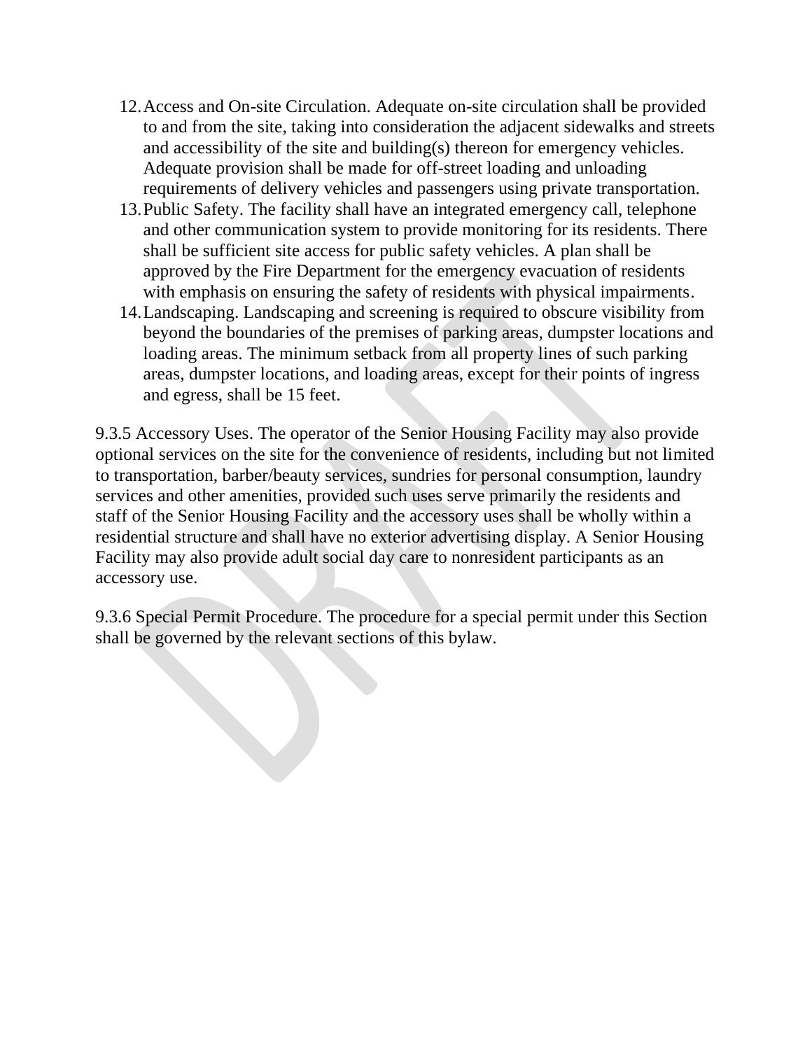12. Access and On-site Circulation. Adequate on-site circulation shall be provided to and from the site, taking into consideration the adjacent sidewalks and streets and accessibility of the site and building(s) thereon for emergency vehicles. Adequate provision shall be made for off-street loading and unloading requirements of delivery vehicles and passengers using private transportation.
13. Public Safety. The facility shall have an integrated emergency call, telephone and other communication system to provide monitoring for its residents. There shall be sufficient site access for public safety vehicles. A plan shall be approved by the Fire Department for the emergency evacuation of residents with emphasis on ensuring the safety of residents with physical impairments.
14. Landscaping. Landscaping and screening is required to obscure visibility from beyond the boundaries of the premises of parking areas, dumpster locations and loading areas. The minimum setback from all property lines of such parking areas, dumpster locations, and loading areas, except for their points of ingress and egress, shall be 15 feet.

9.3.5 Accessory Uses. The operator of the Senior Housing Facility may also provide optional services on the site for the convenience of residents, including but not limited to transportation, barber/beauty services, sundries for personal consumption, laundry services and other amenities, provided such uses serve primarily the residents and staff of the Senior Housing Facility and the accessory uses shall be wholly within a residential structure and shall have no exterior advertising display. A Senior Housing Facility may also provide adult social day care to nonresident participants as an accessory use.

9.3.6 Special Permit Procedure. The procedure for a special permit under this Section shall be governed by the relevant sections of this bylaw.